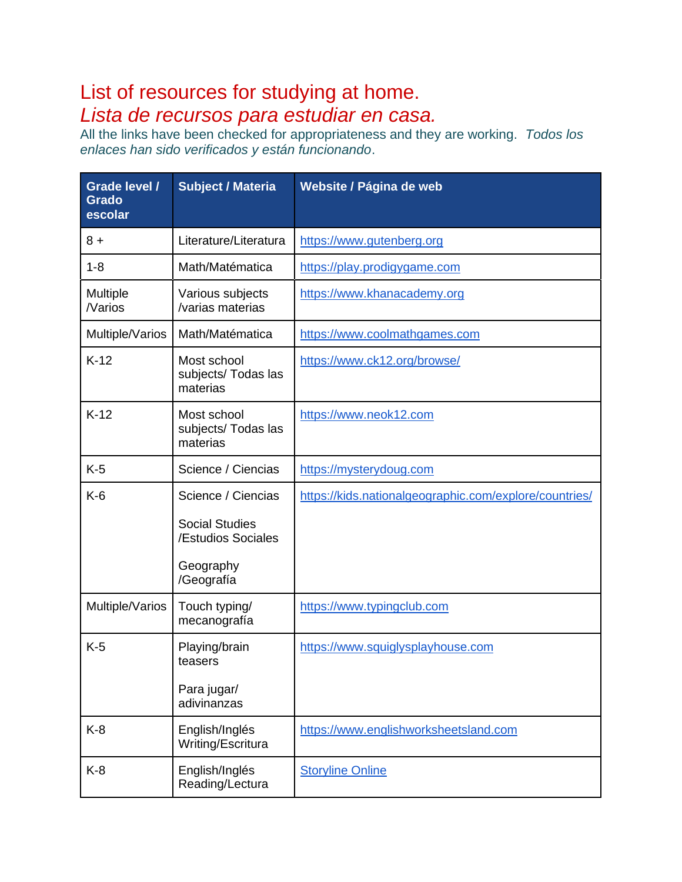# List of resources for studying at home.
# *Lista de recursos para estudiar en casa.*

All the links have been checked for appropriateness and they are working. *Todos los enlaces han sido verificados y están funcionando*.

| Grade level / Grado escolar | Subject / Materia | Website / Página de web |
|---|---|---|
| 8 + | Literature/Literatura | https://www.gutenberg.org |
| 1-8 | Math/Matématica | https://play.prodigygame.com |
| Multiple /Varios | Various subjects /varias materias | https://www.khanacademy.org |
| Multiple/Varios | Math/Matématica | https://www.coolmathgames.com |
| K-12 | Most school subjects/ Todas las materias | https://www.ck12.org/browse/ |
| K-12 | Most school subjects/ Todas las materias | https://www.neok12.com |
| K-5 | Science / Ciencias | https://mysterydoug.com |
| K-6 | Science / Ciencias<br><br>Social Studies /Estudios Sociales<br><br>Geography /Geografía | https://kids.nationalgeographic.com/explore/countries/ |
| Multiple/Varios | Touch typing/ mecanografía | https://www.typingclub.com |
| K-5 | Playing/brain teasers<br><br>Para jugar/ adivinanzas | https://www.squiglysplayhouse.com |
| K-8 | English/Inglés Writing/Escritura | https://www.englishworksheetsland.com |
| K-8 | English/Inglés Reading/Lectura | Storyline Online |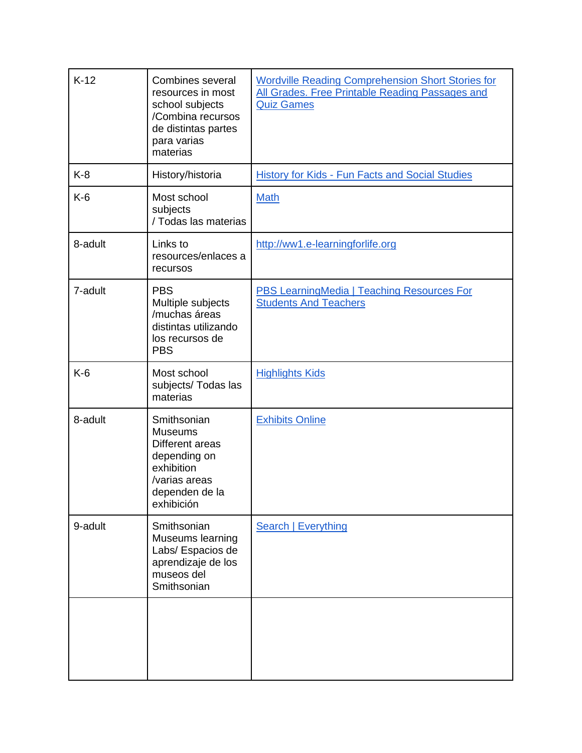| | | |
|---|---|---|
| K-12 | Combines several resources in most school subjects /Combina recursos de distintas partes para varias materias | [Wordville Reading Comprehension Short Stories for All Grades. Free Printable Reading Passages and Quiz Games]() |
| K-8 | History/historia | [History for Kids - Fun Facts and Social Studies]() |
| K-6 | Most school subjects / Todas las materias | [Math]() |
| 8-adult | Links to resources/enlaces a recursos | [http://ww1.e-learningforlife.org]() |
| 7-adult | PBS Multiple subjects /muchas áreas distintas utilizando los recursos de PBS | [PBS LearningMedia \| Teaching Resources For Students And Teachers]() |
| K-6 | Most school subjects/ Todas las materias | [Highlights Kids]() |
| 8-adult | Smithsonian Museums Different areas depending on exhibition /varias areas dependen de la exhibición | [Exhibits Online]() |
| 9-adult | Smithsonian Museums learning Labs/ Espacios de aprendizaje de los museos del Smithsonian | [Search \| Everything]() |
| | | |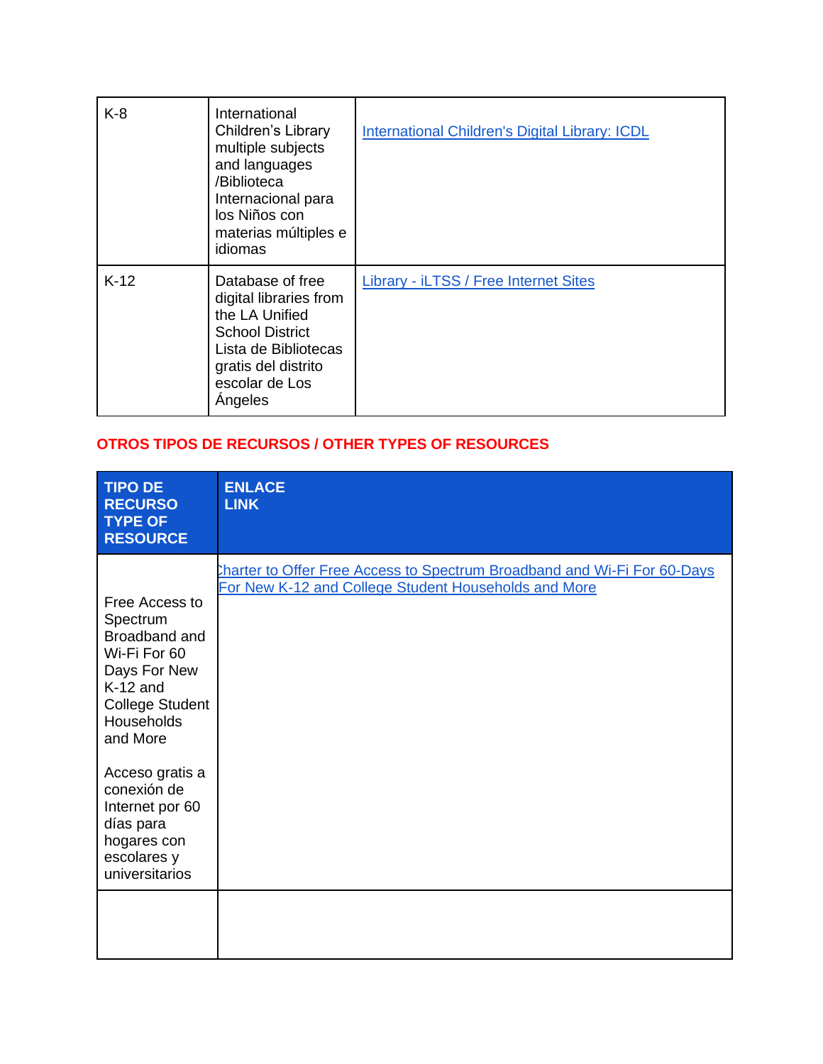| K-8 | International Children's Library multiple subjects and languages /Biblioteca Internacional para los Niños con materias múltiples e idiomas | International Children's Digital Library: ICDL |
|---|---|---|
| K-12 | Database of free digital libraries from the LA Unified School District Lista de Bibliotecas gratis del distrito escolar de Los Ángeles | Library - iLTSS / Free Internet Sites |

## OTROS TIPOS DE RECURSOS / OTHER TYPES OF RESOURCES

| TIPO DE RECURSO TYPE OF RESOURCE | ENLACE LINK |
|---|---|
| Free Access to Spectrum Broadband and Wi-Fi For 60 Days For New K-12 and College Student Households and More<br><br>Acceso gratis a conexión de Internet por 60 días para hogares con escolares y universitarios | Charter to Offer Free Access to Spectrum Broadband and Wi-Fi For 60-Days For New K-12 and College Student Households and More |
| | |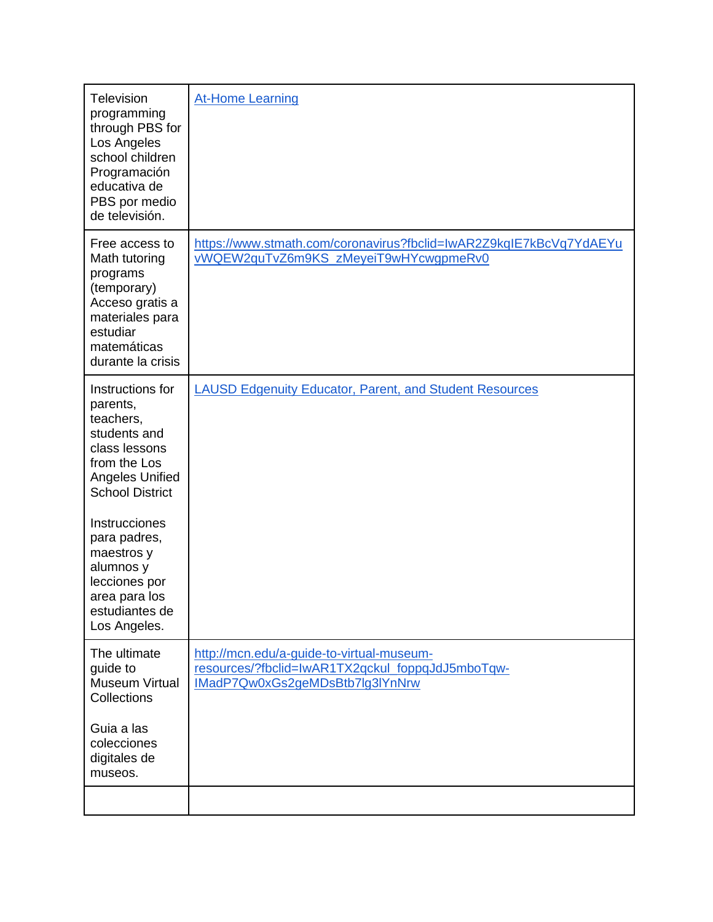| | |
|---|---|
| Television programming through PBS for Los Angeles school children Programación educativa de PBS por medio de televisión. | [At-Home Learning]() |
| Free access to Math tutoring programs (temporary) Acceso gratis a materiales para estudiar matemáticas durante la crisis | [https://www.stmath.com/coronavirus?fbclid=IwAR2Z9kqIE7kBcVq7YdAEYuvWQEW2quTvZ6m9KS_zMeyeiT9wHYcwgpmeRv0](https://www.stmath.com/coronavirus?fbclid=IwAR2Z9kqIE7kBcVq7YdAEYuvWQEW2quTvZ6m9KS_zMeyeiT9wHYcwgpmeRv0) |
| Instructions for parents, teachers, students and class lessons from the Los Angeles Unified School District<br><br>Instrucciones para padres, maestros y alumnos y lecciones por area para los estudiantes de Los Angeles. | [LAUSD Edgenuity Educator, Parent, and Student Resources]() |
| The ultimate guide to Museum Virtual Collections<br><br>Guia a las colecciones digitales de museos. | [http://mcn.edu/a-guide-to-virtual-museum-resources/?fbclid=IwAR1TX2qckul_foppqJdJ5mboTqw-IMadP7Qw0xGs2geMDsBtb7lg3lYnNrw](http://mcn.edu/a-guide-to-virtual-museum-resources/?fbclid=IwAR1TX2qckul_foppqJdJ5mboTqw-IMadP7Qw0xGs2geMDsBtb7lg3lYnNrw) |
| | |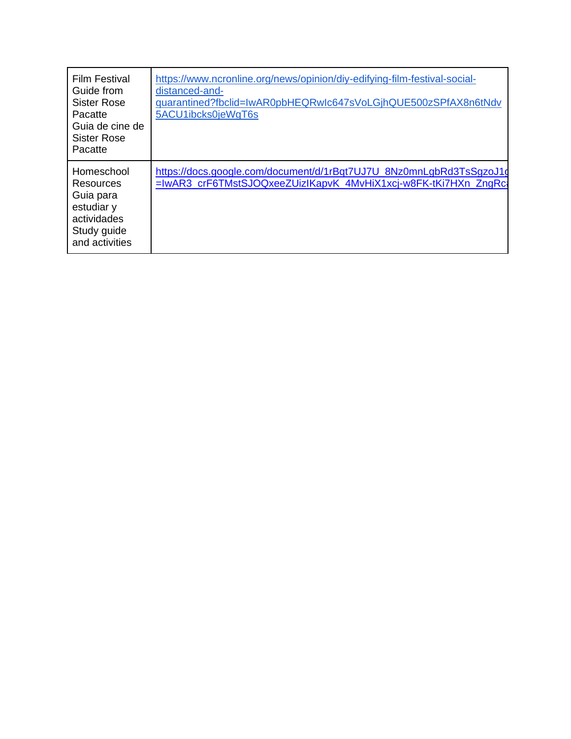| | |
|---|---|
| Film Festival Guide from Sister Rose Pacatte Guia de cine de Sister Rose Pacatte | https://www.ncronline.org/news/opinion/diy-edifying-film-festival-social-distanced-and-quarantined?fbclid=IwAR0pbHEQRwIc647sVoLGjhQUE500zSPfAX8n6tNdv5ACU1ibcks0jeWgT6s |
| Homeschool Resources Guia para estudiar y actividades Study guide and activities | https://docs.google.com/document/d/1rBqt7UJ7U_8Nz0mnLgbRd3TsSgzoJ1q=IwAR3_crF6TMstSJOQxeeZUizIKapvK_4MvHiX1xcj-w8FK-tKi7HXn_ZngRc |